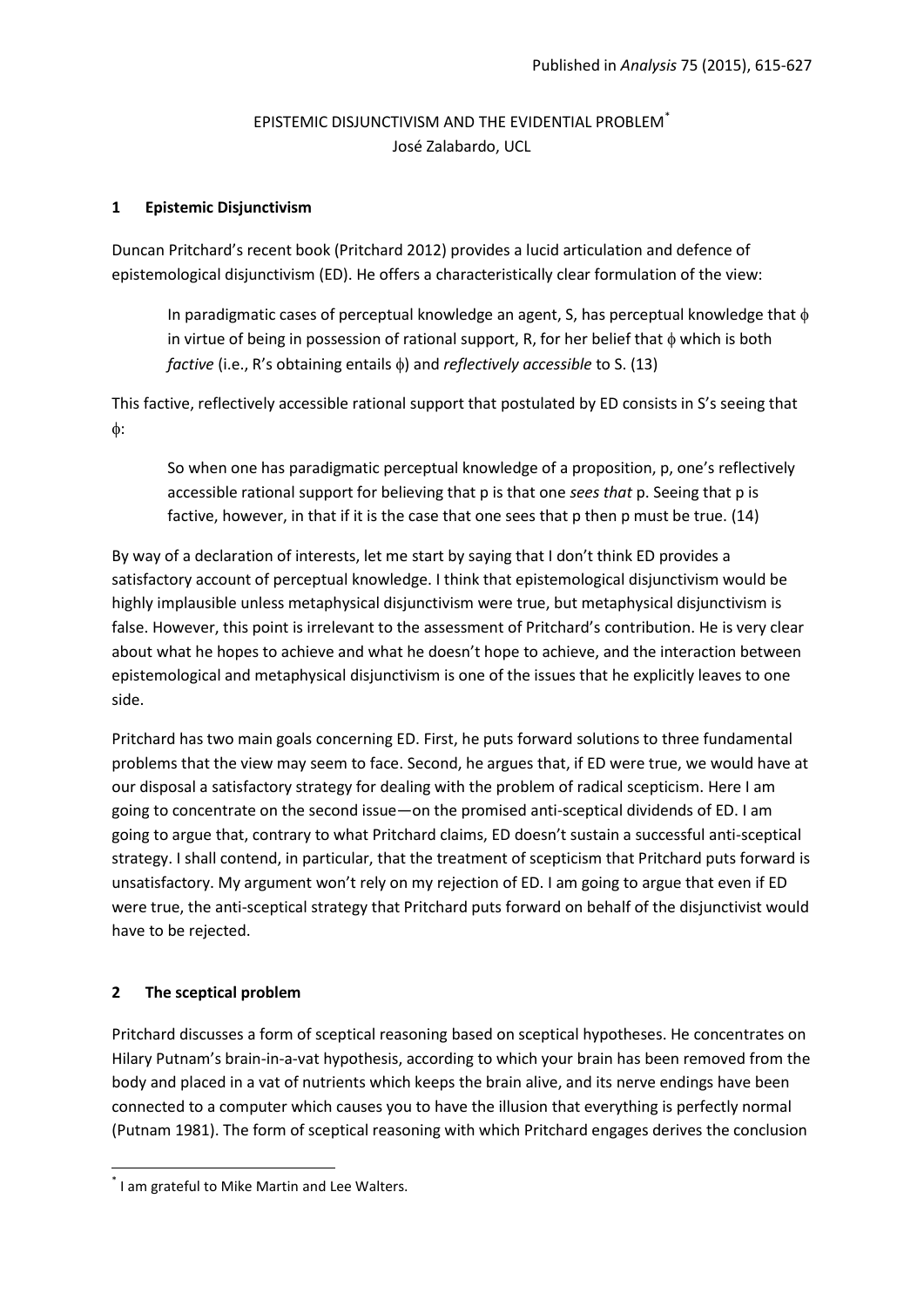Published in *Analysis* 75 (2015), 615-627

# EPISTEMIC DISJUNCTIVISM AND THE EVIDENTIAL PROBLEM[*]

José Zalabardo, UCL

## 1 Epistemic Disjunctivism

Duncan Pritchard's recent book (Pritchard 2012) provides a lucid articulation and defence of epistemological disjunctivism (ED). He offers a characteristically clear formulation of the view:

> In paradigmatic cases of perceptual knowledge an agent, S, has perceptual knowledge that $\phi$ in virtue of being in possession of rational support, R, for her belief that $\phi$ which is both *factive* (i.e., R's obtaining entails $\phi$) and *reflectively accessible* to S. (13)

This factive, reflectively accessible rational support that postulated by ED consists in S's seeing that $\phi$:

> So when one has paradigmatic perceptual knowledge of a proposition, p, one's reflectively accessible rational support for believing that p is that one *sees that* p. Seeing that p is factive, however, in that if it is the case that one sees that p then p must be true. (14)

By way of a declaration of interests, let me start by saying that I don't think ED provides a satisfactory account of perceptual knowledge. I think that epistemological disjunctivism would be highly implausible unless metaphysical disjunctivism were true, but metaphysical disjunctivism is false. However, this point is irrelevant to the assessment of Pritchard's contribution. He is very clear about what he hopes to achieve and what he doesn't hope to achieve, and the interaction between epistemological and metaphysical disjunctivism is one of the issues that he explicitly leaves to one side.

Pritchard has two main goals concerning ED. First, he puts forward solutions to three fundamental problems that the view may seem to face. Second, he argues that, if ED were true, we would have at our disposal a satisfactory strategy for dealing with the problem of radical scepticism. Here I am going to concentrate on the second issue—on the promised anti-sceptical dividends of ED. I am going to argue that, contrary to what Pritchard claims, ED doesn't sustain a successful anti-sceptical strategy. I shall contend, in particular, that the treatment of scepticism that Pritchard puts forward is unsatisfactory. My argument won't rely on my rejection of ED. I am going to argue that even if ED were true, the anti-sceptical strategy that Pritchard puts forward on behalf of the disjunctivist would have to be rejected.

## 2 The sceptical problem

Pritchard discusses a form of sceptical reasoning based on sceptical hypotheses. He concentrates on Hilary Putnam's brain-in-a-vat hypothesis, according to which your brain has been removed from the body and placed in a vat of nutrients which keeps the brain alive, and its nerve endings have been connected to a computer which causes you to have the illusion that everything is perfectly normal (Putnam 1981). The form of sceptical reasoning with which Pritchard engages derives the conclusion

[*] I am grateful to Mike Martin and Lee Walters.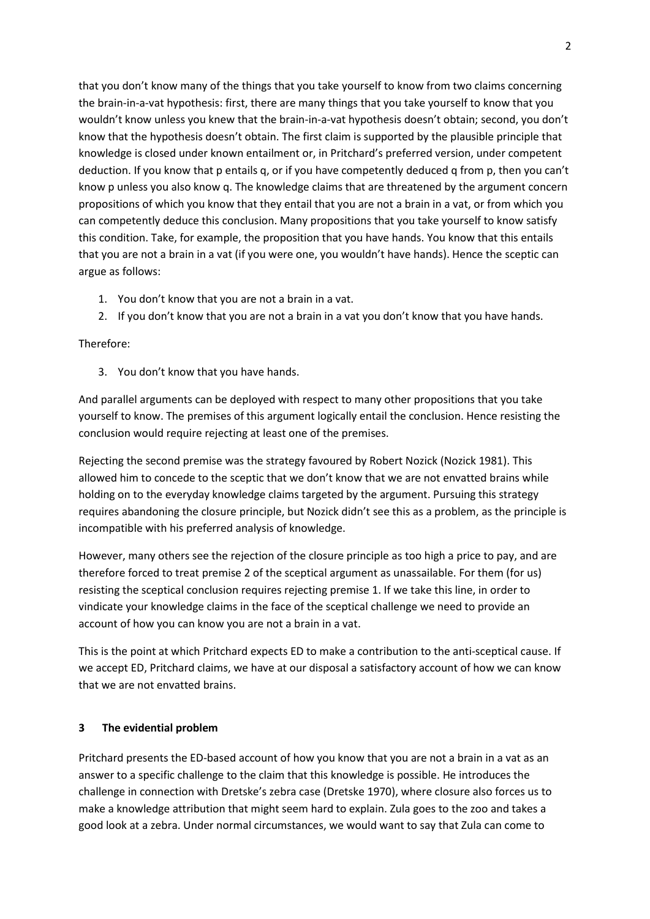that you don't know many of the things that you take yourself to know from two claims concerning the brain-in-a-vat hypothesis: first, there are many things that you take yourself to know that you wouldn't know unless you knew that the brain-in-a-vat hypothesis doesn't obtain; second, you don't know that the hypothesis doesn't obtain. The first claim is supported by the plausible principle that knowledge is closed under known entailment or, in Pritchard's preferred version, under competent deduction. If you know that p entails q, or if you have competently deduced q from p, then you can't know p unless you also know q. The knowledge claims that are threatened by the argument concern propositions of which you know that they entail that you are not a brain in a vat, or from which you can competently deduce this conclusion. Many propositions that you take yourself to know satisfy this condition. Take, for example, the proposition that you have hands. You know that this entails that you are not a brain in a vat (if you were one, you wouldn't have hands). Hence the sceptic can argue as follows:

1. You don't know that you are not a brain in a vat.
2. If you don't know that you are not a brain in a vat you don't know that you have hands.

Therefore:

3. You don't know that you have hands.

And parallel arguments can be deployed with respect to many other propositions that you take yourself to know. The premises of this argument logically entail the conclusion. Hence resisting the conclusion would require rejecting at least one of the premises.

Rejecting the second premise was the strategy favoured by Robert Nozick (Nozick 1981). This allowed him to concede to the sceptic that we don't know that we are not envatted brains while holding on to the everyday knowledge claims targeted by the argument. Pursuing this strategy requires abandoning the closure principle, but Nozick didn't see this as a problem, as the principle is incompatible with his preferred analysis of knowledge.

However, many others see the rejection of the closure principle as too high a price to pay, and are therefore forced to treat premise 2 of the sceptical argument as unassailable. For them (for us) resisting the sceptical conclusion requires rejecting premise 1. If we take this line, in order to vindicate your knowledge claims in the face of the sceptical challenge we need to provide an account of how you can know you are not a brain in a vat.

This is the point at which Pritchard expects ED to make a contribution to the anti-sceptical cause. If we accept ED, Pritchard claims, we have at our disposal a satisfactory account of how we can know that we are not envatted brains.

## 3 The evidential problem

Pritchard presents the ED-based account of how you know that you are not a brain in a vat as an answer to a specific challenge to the claim that this knowledge is possible. He introduces the challenge in connection with Dretske's zebra case (Dretske 1970), where closure also forces us to make a knowledge attribution that might seem hard to explain. Zula goes to the zoo and takes a good look at a zebra. Under normal circumstances, we would want to say that Zula can come to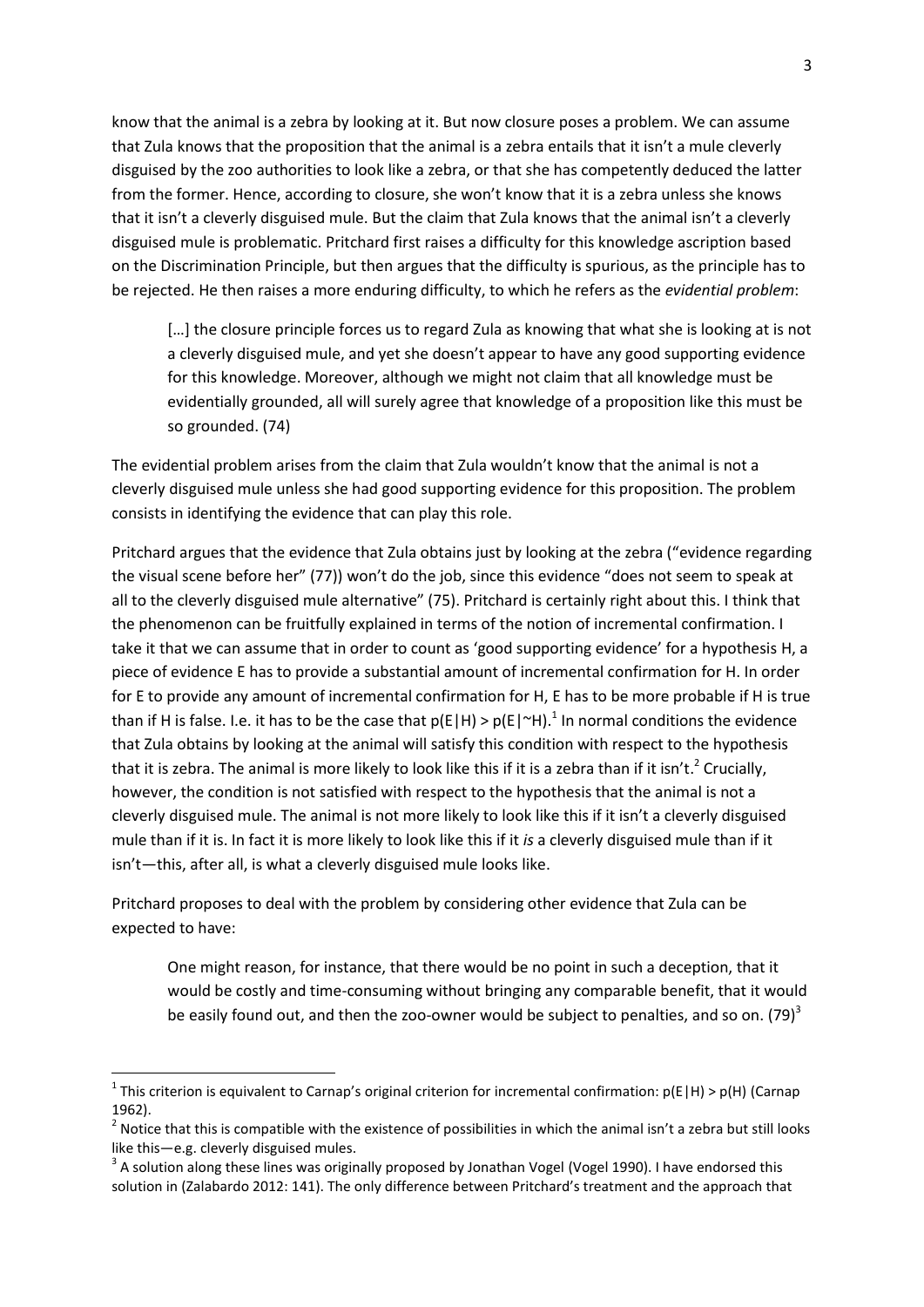know that the animal is a zebra by looking at it. But now closure poses a problem. We can assume that Zula knows that the proposition that the animal is a zebra entails that it isn't a mule cleverly disguised by the zoo authorities to look like a zebra, or that she has competently deduced the latter from the former. Hence, according to closure, she won't know that it is a zebra unless she knows that it isn't a cleverly disguised mule. But the claim that Zula knows that the animal isn't a cleverly disguised mule is problematic. Pritchard first raises a difficulty for this knowledge ascription based on the Discrimination Principle, but then argues that the difficulty is spurious, as the principle has to be rejected. He then raises a more enduring difficulty, to which he refers as the *evidential problem*:

> […] the closure principle forces us to regard Zula as knowing that what she is looking at is not a cleverly disguised mule, and yet she doesn't appear to have any good supporting evidence for this knowledge. Moreover, although we might not claim that all knowledge must be evidentially grounded, all will surely agree that knowledge of a proposition like this must be so grounded. (74)

The evidential problem arises from the claim that Zula wouldn't know that the animal is not a cleverly disguised mule unless she had good supporting evidence for this proposition. The problem consists in identifying the evidence that can play this role.

Pritchard argues that the evidence that Zula obtains just by looking at the zebra ("evidence regarding the visual scene before her" (77)) won't do the job, since this evidence "does not seem to speak at all to the cleverly disguised mule alternative" (75). Pritchard is certainly right about this. I think that the phenomenon can be fruitfully explained in terms of the notion of incremental confirmation. I take it that we can assume that in order to count as 'good supporting evidence' for a hypothesis H, a piece of evidence E has to provide a substantial amount of incremental confirmation for H. In order for E to provide any amount of incremental confirmation for H, E has to be more probable if H is true than if H is false. I.e. it has to be the case that $p(E|H) > p(E|{\sim}H)$.[1] In normal conditions the evidence that Zula obtains by looking at the animal will satisfy this condition with respect to the hypothesis that it is zebra. The animal is more likely to look like this if it is a zebra than if it isn't.[2] Crucially, however, the condition is not satisfied with respect to the hypothesis that the animal is not a cleverly disguised mule. The animal is not more likely to look like this if it isn't a cleverly disguised mule than if it is. In fact it is more likely to look like this if it *is* a cleverly disguised mule than if it isn't—this, after all, is what a cleverly disguised mule looks like.

Pritchard proposes to deal with the problem by considering other evidence that Zula can be expected to have:

> One might reason, for instance, that there would be no point in such a deception, that it would be costly and time-consuming without bringing any comparable benefit, that it would be easily found out, and then the zoo-owner would be subject to penalties, and so on. (79)[3]

---

[1] This criterion is equivalent to Carnap's original criterion for incremental confirmation: $p(E|H) > p(H)$ (Carnap 1962).

[2] Notice that this is compatible with the existence of possibilities in which the animal isn't a zebra but still looks like this—e.g. cleverly disguised mules.

[3] A solution along these lines was originally proposed by Jonathan Vogel (Vogel 1990). I have endorsed this solution in (Zalabardo 2012: 141). The only difference between Pritchard's treatment and the approach that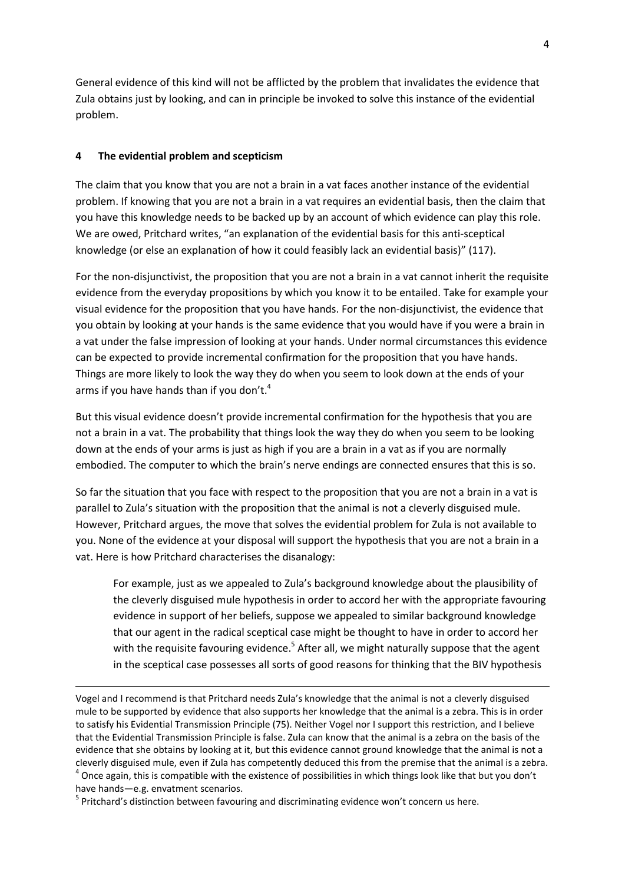General evidence of this kind will not be afflicted by the problem that invalidates the evidence that Zula obtains just by looking, and can in principle be invoked to solve this instance of the evidential problem.

## 4 The evidential problem and scepticism

The claim that you know that you are not a brain in a vat faces another instance of the evidential problem. If knowing that you are not a brain in a vat requires an evidential basis, then the claim that you have this knowledge needs to be backed up by an account of which evidence can play this role. We are owed, Pritchard writes, "an explanation of the evidential basis for this anti-sceptical knowledge (or else an explanation of how it could feasibly lack an evidential basis)" (117).

For the non-disjunctivist, the proposition that you are not a brain in a vat cannot inherit the requisite evidence from the everyday propositions by which you know it to be entailed. Take for example your visual evidence for the proposition that you have hands. For the non-disjunctivist, the evidence that you obtain by looking at your hands is the same evidence that you would have if you were a brain in a vat under the false impression of looking at your hands. Under normal circumstances this evidence can be expected to provide incremental confirmation for the proposition that you have hands. Things are more likely to look the way they do when you seem to look down at the ends of your arms if you have hands than if you don't.[4]

But this visual evidence doesn't provide incremental confirmation for the hypothesis that you are not a brain in a vat. The probability that things look the way they do when you seem to be looking down at the ends of your arms is just as high if you are a brain in a vat as if you are normally embodied. The computer to which the brain's nerve endings are connected ensures that this is so.

So far the situation that you face with respect to the proposition that you are not a brain in a vat is parallel to Zula's situation with the proposition that the animal is not a cleverly disguised mule. However, Pritchard argues, the move that solves the evidential problem for Zula is not available to you. None of the evidence at your disposal will support the hypothesis that you are not a brain in a vat. Here is how Pritchard characterises the disanalogy:

> For example, just as we appealed to Zula's background knowledge about the plausibility of the cleverly disguised mule hypothesis in order to accord her with the appropriate favouring evidence in support of her beliefs, suppose we appealed to similar background knowledge that our agent in the radical sceptical case might be thought to have in order to accord her with the requisite favouring evidence.[5] After all, we might naturally suppose that the agent in the sceptical case possesses all sorts of good reasons for thinking that the BIV hypothesis

---

Vogel and I recommend is that Pritchard needs Zula's knowledge that the animal is not a cleverly disguised mule to be supported by evidence that also supports her knowledge that the animal is a zebra. This is in order to satisfy his Evidential Transmission Principle (75). Neither Vogel nor I support this restriction, and I believe that the Evidential Transmission Principle is false. Zula can know that the animal is a zebra on the basis of the evidence that she obtains by looking at it, but this evidence cannot ground knowledge that the animal is not a cleverly disguised mule, even if Zula has competently deduced this from the premise that the animal is a zebra.

[4] Once again, this is compatible with the existence of possibilities in which things look like that but you don't have hands—e.g. envatment scenarios.

[5] Pritchard's distinction between favouring and discriminating evidence won't concern us here.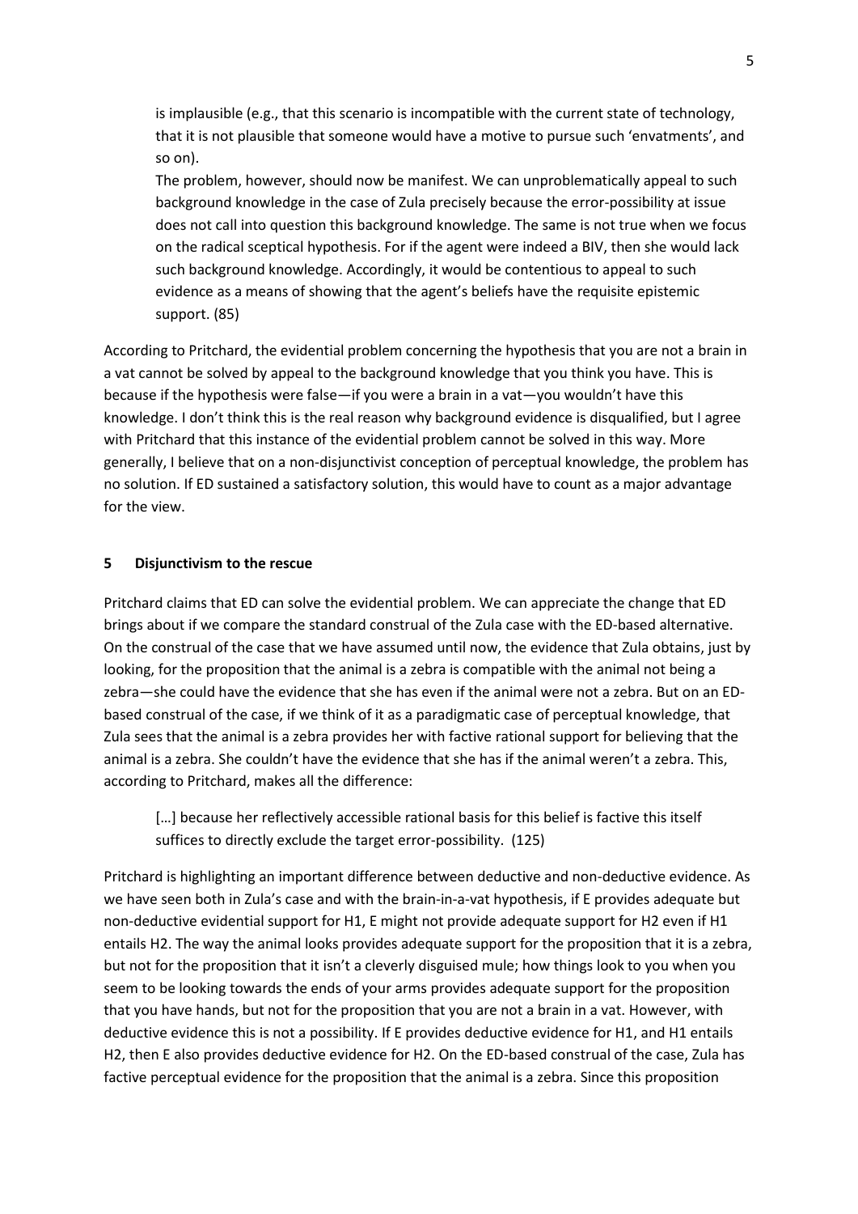> is implausible (e.g., that this scenario is incompatible with the current state of technology, that it is not plausible that someone would have a motive to pursue such 'envatments', and so on).
>
> The problem, however, should now be manifest. We can unproblematically appeal to such background knowledge in the case of Zula precisely because the error-possibility at issue does not call into question this background knowledge. The same is not true when we focus on the radical sceptical hypothesis. For if the agent were indeed a BIV, then she would lack such background knowledge. Accordingly, it would be contentious to appeal to such evidence as a means of showing that the agent's beliefs have the requisite epistemic support. (85)

According to Pritchard, the evidential problem concerning the hypothesis that you are not a brain in a vat cannot be solved by appeal to the background knowledge that you think you have. This is because if the hypothesis were false—if you were a brain in a vat—you wouldn't have this knowledge. I don't think this is the real reason why background evidence is disqualified, but I agree with Pritchard that this instance of the evidential problem cannot be solved in this way. More generally, I believe that on a non-disjunctivist conception of perceptual knowledge, the problem has no solution. If ED sustained a satisfactory solution, this would have to count as a major advantage for the view.

## 5 Disjunctivism to the rescue

Pritchard claims that ED can solve the evidential problem. We can appreciate the change that ED brings about if we compare the standard construal of the Zula case with the ED-based alternative. On the construal of the case that we have assumed until now, the evidence that Zula obtains, just by looking, for the proposition that the animal is a zebra is compatible with the animal not being a zebra—she could have the evidence that she has even if the animal were not a zebra. But on an ED-based construal of the case, if we think of it as a paradigmatic case of perceptual knowledge, that Zula sees that the animal is a zebra provides her with factive rational support for believing that the animal is a zebra. She couldn't have the evidence that she has if the animal weren't a zebra. This, according to Pritchard, makes all the difference:

> […] because her reflectively accessible rational basis for this belief is factive this itself suffices to directly exclude the target error-possibility. (125)

Pritchard is highlighting an important difference between deductive and non-deductive evidence. As we have seen both in Zula's case and with the brain-in-a-vat hypothesis, if E provides adequate but non-deductive evidential support for H1, E might not provide adequate support for H2 even if H1 entails H2. The way the animal looks provides adequate support for the proposition that it is a zebra, but not for the proposition that it isn't a cleverly disguised mule; how things look to you when you seem to be looking towards the ends of your arms provides adequate support for the proposition that you have hands, but not for the proposition that you are not a brain in a vat. However, with deductive evidence this is not a possibility. If E provides deductive evidence for H1, and H1 entails H2, then E also provides deductive evidence for H2. On the ED-based construal of the case, Zula has factive perceptual evidence for the proposition that the animal is a zebra. Since this proposition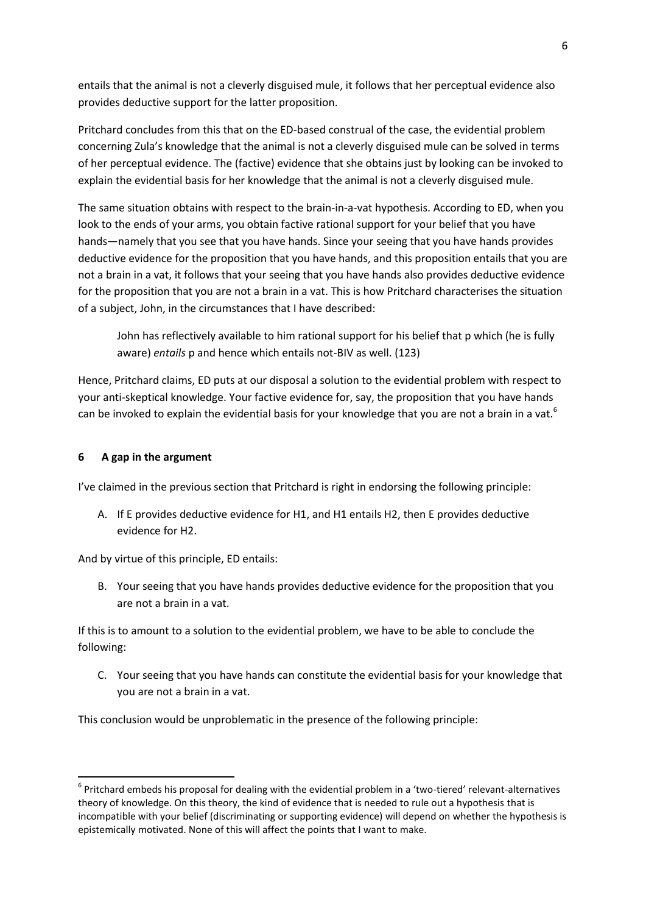entails that the animal is not a cleverly disguised mule, it follows that her perceptual evidence also provides deductive support for the latter proposition.

Pritchard concludes from this that on the ED-based construal of the case, the evidential problem concerning Zula's knowledge that the animal is not a cleverly disguised mule can be solved in terms of her perceptual evidence. The (factive) evidence that she obtains just by looking can be invoked to explain the evidential basis for her knowledge that the animal is not a cleverly disguised mule.

The same situation obtains with respect to the brain-in-a-vat hypothesis. According to ED, when you look to the ends of your arms, you obtain factive rational support for your belief that you have hands—namely that you see that you have hands. Since your seeing that you have hands provides deductive evidence for the proposition that you have hands, and this proposition entails that you are not a brain in a vat, it follows that your seeing that you have hands also provides deductive evidence for the proposition that you are not a brain in a vat. This is how Pritchard characterises the situation of a subject, John, in the circumstances that I have described:

> John has reflectively available to him rational support for his belief that p which (he is fully aware) *entails* p and hence which entails not-BIV as well. (123)

Hence, Pritchard claims, ED puts at our disposal a solution to the evidential problem with respect to your anti-skeptical knowledge. Your factive evidence for, say, the proposition that you have hands can be invoked to explain the evidential basis for your knowledge that you are not a brain in a vat.[6]

## 6 A gap in the argument

I've claimed in the previous section that Pritchard is right in endorsing the following principle:

A. If E provides deductive evidence for H1, and H1 entails H2, then E provides deductive evidence for H2.

And by virtue of this principle, ED entails:

B. Your seeing that you have hands provides deductive evidence for the proposition that you are not a brain in a vat.

If this is to amount to a solution to the evidential problem, we have to be able to conclude the following:

C. Your seeing that you have hands can constitute the evidential basis for your knowledge that you are not a brain in a vat.

This conclusion would be unproblematic in the presence of the following principle:

---

[6] Pritchard embeds his proposal for dealing with the evidential problem in a 'two-tiered' relevant-alternatives theory of knowledge. On this theory, the kind of evidence that is needed to rule out a hypothesis that is incompatible with your belief (discriminating or supporting evidence) will depend on whether the hypothesis is epistemically motivated. None of this will affect the points that I want to make.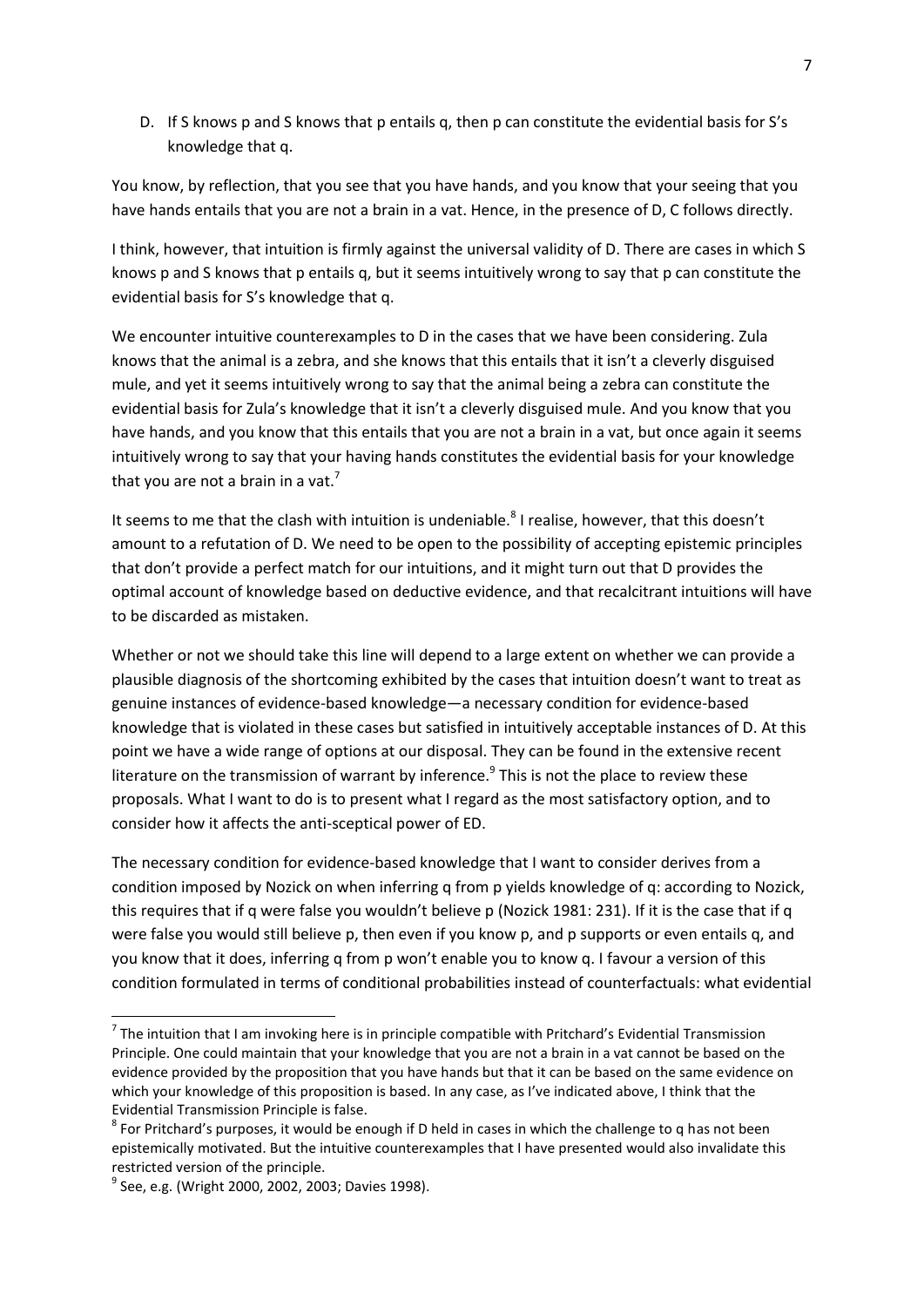D. If S knows p and S knows that p entails q, then p can constitute the evidential basis for S's knowledge that q.

You know, by reflection, that you see that you have hands, and you know that your seeing that you have hands entails that you are not a brain in a vat. Hence, in the presence of D, C follows directly.

I think, however, that intuition is firmly against the universal validity of D. There are cases in which S knows p and S knows that p entails q, but it seems intuitively wrong to say that p can constitute the evidential basis for S's knowledge that q.

We encounter intuitive counterexamples to D in the cases that we have been considering. Zula knows that the animal is a zebra, and she knows that this entails that it isn't a cleverly disguised mule, and yet it seems intuitively wrong to say that the animal being a zebra can constitute the evidential basis for Zula's knowledge that it isn't a cleverly disguised mule. And you know that you have hands, and you know that this entails that you are not a brain in a vat, but once again it seems intuitively wrong to say that your having hands constitutes the evidential basis for your knowledge that you are not a brain in a vat.[7]

It seems to me that the clash with intuition is undeniable.[8] I realise, however, that this doesn't amount to a refutation of D. We need to be open to the possibility of accepting epistemic principles that don't provide a perfect match for our intuitions, and it might turn out that D provides the optimal account of knowledge based on deductive evidence, and that recalcitrant intuitions will have to be discarded as mistaken.

Whether or not we should take this line will depend to a large extent on whether we can provide a plausible diagnosis of the shortcoming exhibited by the cases that intuition doesn't want to treat as genuine instances of evidence-based knowledge—a necessary condition for evidence-based knowledge that is violated in these cases but satisfied in intuitively acceptable instances of D. At this point we have a wide range of options at our disposal. They can be found in the extensive recent literature on the transmission of warrant by inference.[9] This is not the place to review these proposals. What I want to do is to present what I regard as the most satisfactory option, and to consider how it affects the anti-sceptical power of ED.

The necessary condition for evidence-based knowledge that I want to consider derives from a condition imposed by Nozick on when inferring q from p yields knowledge of q: according to Nozick, this requires that if q were false you wouldn't believe p (Nozick 1981: 231). If it is the case that if q were false you would still believe p, then even if you know p, and p supports or even entails q, and you know that it does, inferring q from p won't enable you to know q. I favour a version of this condition formulated in terms of conditional probabilities instead of counterfactuals: what evidential

---

[7] The intuition that I am invoking here is in principle compatible with Pritchard's Evidential Transmission Principle. One could maintain that your knowledge that you are not a brain in a vat cannot be based on the evidence provided by the proposition that you have hands but that it can be based on the same evidence on which your knowledge of this proposition is based. In any case, as I've indicated above, I think that the Evidential Transmission Principle is false.

[8] For Pritchard's purposes, it would be enough if D held in cases in which the challenge to q has not been epistemically motivated. But the intuitive counterexamples that I have presented would also invalidate this restricted version of the principle.

[9] See, e.g. (Wright 2000, 2002, 2003; Davies 1998).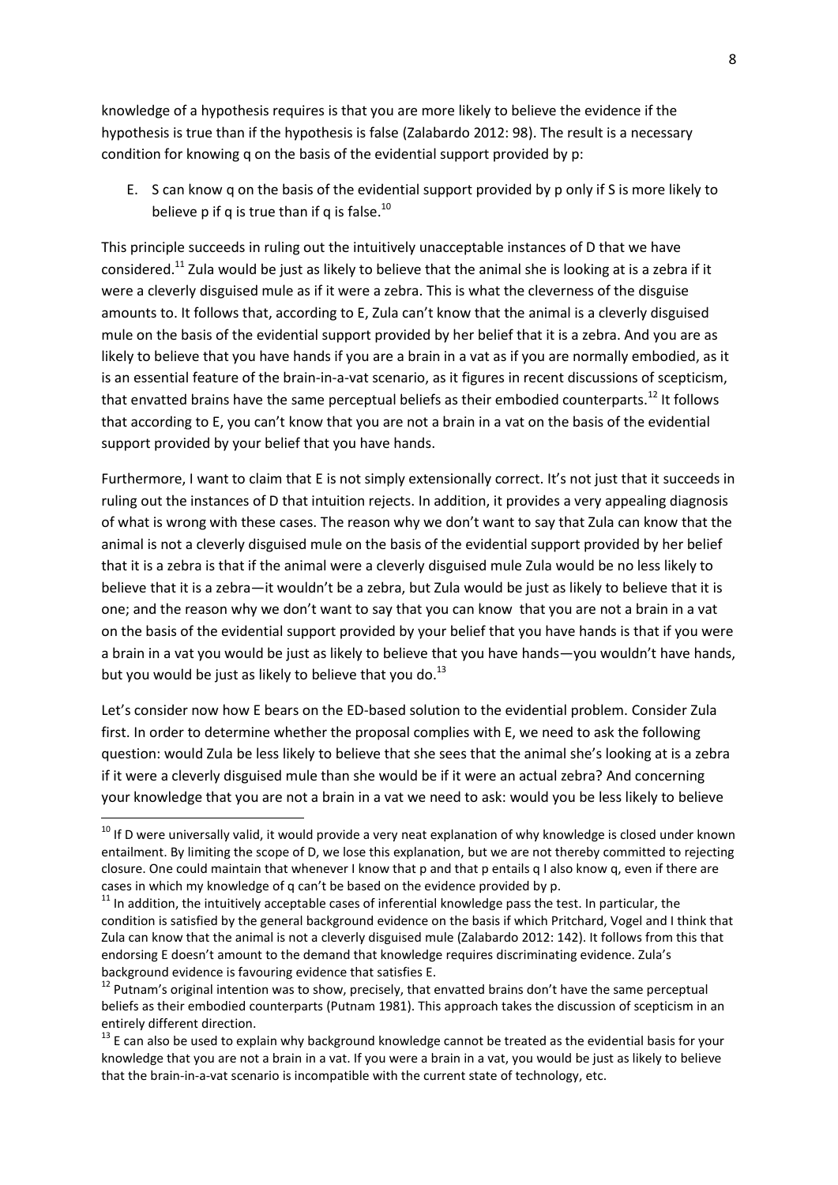knowledge of a hypothesis requires is that you are more likely to believe the evidence if the hypothesis is true than if the hypothesis is false (Zalabardo 2012: 98). The result is a necessary condition for knowing q on the basis of the evidential support provided by p:

E. S can know q on the basis of the evidential support provided by p only if S is more likely to believe p if q is true than if q is false.[10]

This principle succeeds in ruling out the intuitively unacceptable instances of D that we have considered.[11] Zula would be just as likely to believe that the animal she is looking at is a zebra if it were a cleverly disguised mule as if it were a zebra. This is what the cleverness of the disguise amounts to. It follows that, according to E, Zula can't know that the animal is a cleverly disguised mule on the basis of the evidential support provided by her belief that it is a zebra. And you are as likely to believe that you have hands if you are a brain in a vat as if you are normally embodied, as it is an essential feature of the brain-in-a-vat scenario, as it figures in recent discussions of scepticism, that envatted brains have the same perceptual beliefs as their embodied counterparts.[12] It follows that according to E, you can't know that you are not a brain in a vat on the basis of the evidential support provided by your belief that you have hands.

Furthermore, I want to claim that E is not simply extensionally correct. It's not just that it succeeds in ruling out the instances of D that intuition rejects. In addition, it provides a very appealing diagnosis of what is wrong with these cases. The reason why we don't want to say that Zula can know that the animal is not a cleverly disguised mule on the basis of the evidential support provided by her belief that it is a zebra is that if the animal were a cleverly disguised mule Zula would be no less likely to believe that it is a zebra—it wouldn't be a zebra, but Zula would be just as likely to believe that it is one; and the reason why we don't want to say that you can know that you are not a brain in a vat on the basis of the evidential support provided by your belief that you have hands is that if you were a brain in a vat you would be just as likely to believe that you have hands—you wouldn't have hands, but you would be just as likely to believe that you do.[13]

Let's consider now how E bears on the ED-based solution to the evidential problem. Consider Zula first. In order to determine whether the proposal complies with E, we need to ask the following question: would Zula be less likely to believe that she sees that the animal she's looking at is a zebra if it were a cleverly disguised mule than she would be if it were an actual zebra? And concerning your knowledge that you are not a brain in a vat we need to ask: would you be less likely to believe

---

[10] If D were universally valid, it would provide a very neat explanation of why knowledge is closed under known entailment. By limiting the scope of D, we lose this explanation, but we are not thereby committed to rejecting closure. One could maintain that whenever I know that p and that p entails q I also know q, even if there are cases in which my knowledge of q can't be based on the evidence provided by p.

[11] In addition, the intuitively acceptable cases of inferential knowledge pass the test. In particular, the condition is satisfied by the general background evidence on the basis if which Pritchard, Vogel and I think that Zula can know that the animal is not a cleverly disguised mule (Zalabardo 2012: 142). It follows from this that endorsing E doesn't amount to the demand that knowledge requires discriminating evidence. Zula's background evidence is favouring evidence that satisfies E.

[12] Putnam's original intention was to show, precisely, that envatted brains don't have the same perceptual beliefs as their embodied counterparts (Putnam 1981). This approach takes the discussion of scepticism in an entirely different direction.

[13] E can also be used to explain why background knowledge cannot be treated as the evidential basis for your knowledge that you are not a brain in a vat. If you were a brain in a vat, you would be just as likely to believe that the brain-in-a-vat scenario is incompatible with the current state of technology, etc.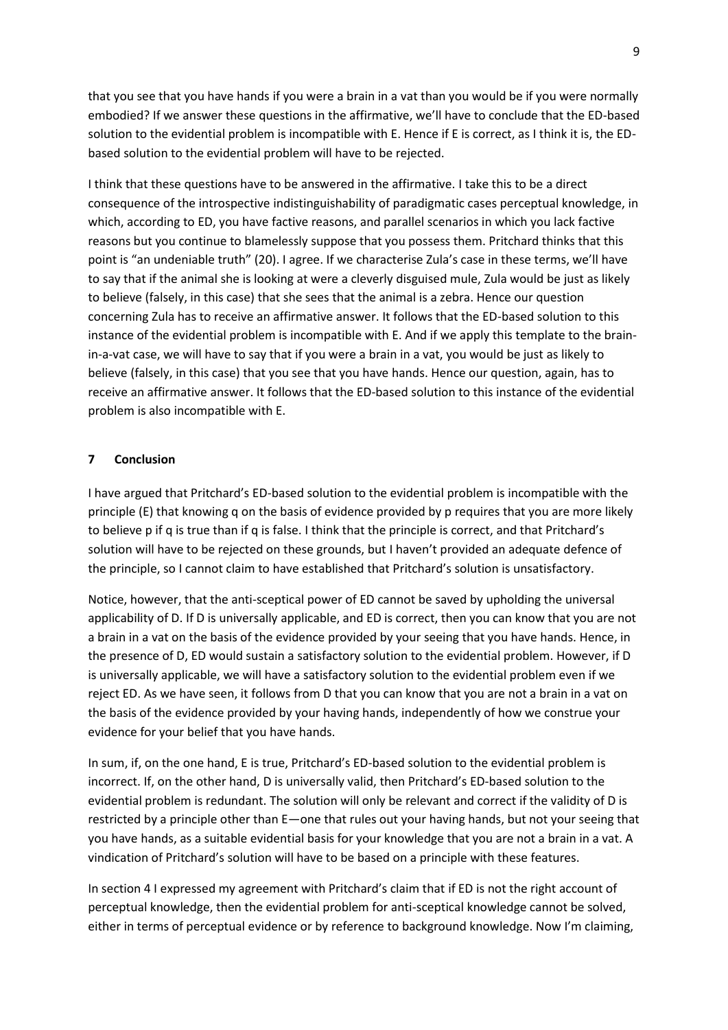that you see that you have hands if you were a brain in a vat than you would be if you were normally embodied? If we answer these questions in the affirmative, we'll have to conclude that the ED-based solution to the evidential problem is incompatible with E. Hence if E is correct, as I think it is, the ED-based solution to the evidential problem will have to be rejected.

I think that these questions have to be answered in the affirmative. I take this to be a direct consequence of the introspective indistinguishability of paradigmatic cases perceptual knowledge, in which, according to ED, you have factive reasons, and parallel scenarios in which you lack factive reasons but you continue to blamelessly suppose that you possess them. Pritchard thinks that this point is "an undeniable truth" (20). I agree. If we characterise Zula's case in these terms, we'll have to say that if the animal she is looking at were a cleverly disguised mule, Zula would be just as likely to believe (falsely, in this case) that she sees that the animal is a zebra. Hence our question concerning Zula has to receive an affirmative answer. It follows that the ED-based solution to this instance of the evidential problem is incompatible with E. And if we apply this template to the brain-in-a-vat case, we will have to say that if you were a brain in a vat, you would be just as likely to believe (falsely, in this case) that you see that you have hands. Hence our question, again, has to receive an affirmative answer. It follows that the ED-based solution to this instance of the evidential problem is also incompatible with E.

## 7 Conclusion

I have argued that Pritchard's ED-based solution to the evidential problem is incompatible with the principle (E) that knowing q on the basis of evidence provided by p requires that you are more likely to believe p if q is true than if q is false. I think that the principle is correct, and that Pritchard's solution will have to be rejected on these grounds, but I haven't provided an adequate defence of the principle, so I cannot claim to have established that Pritchard's solution is unsatisfactory.

Notice, however, that the anti-sceptical power of ED cannot be saved by upholding the universal applicability of D. If D is universally applicable, and ED is correct, then you can know that you are not a brain in a vat on the basis of the evidence provided by your seeing that you have hands. Hence, in the presence of D, ED would sustain a satisfactory solution to the evidential problem. However, if D is universally applicable, we will have a satisfactory solution to the evidential problem even if we reject ED. As we have seen, it follows from D that you can know that you are not a brain in a vat on the basis of the evidence provided by your having hands, independently of how we construe your evidence for your belief that you have hands.

In sum, if, on the one hand, E is true, Pritchard's ED-based solution to the evidential problem is incorrect. If, on the other hand, D is universally valid, then Pritchard's ED-based solution to the evidential problem is redundant. The solution will only be relevant and correct if the validity of D is restricted by a principle other than E—one that rules out your having hands, but not your seeing that you have hands, as a suitable evidential basis for your knowledge that you are not a brain in a vat. A vindication of Pritchard's solution will have to be based on a principle with these features.

In section 4 I expressed my agreement with Pritchard's claim that if ED is not the right account of perceptual knowledge, then the evidential problem for anti-sceptical knowledge cannot be solved, either in terms of perceptual evidence or by reference to background knowledge. Now I'm claiming,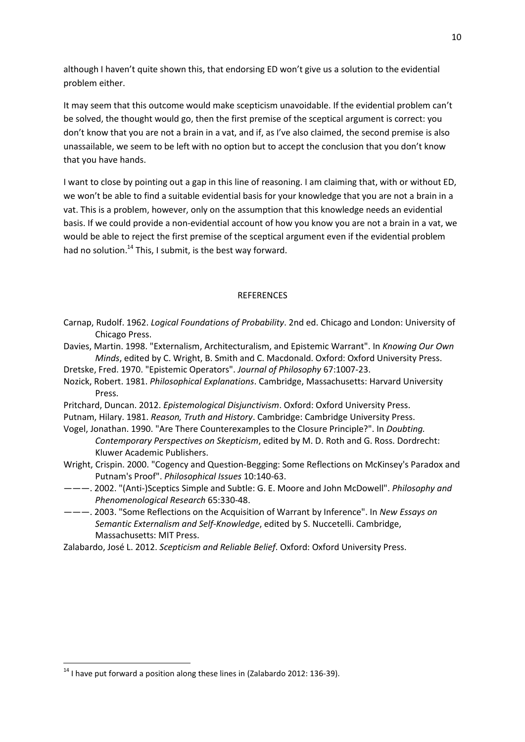although I haven't quite shown this, that endorsing ED won't give us a solution to the evidential problem either.

It may seem that this outcome would make scepticism unavoidable. If the evidential problem can't be solved, the thought would go, then the first premise of the sceptical argument is correct: you don't know that you are not a brain in a vat, and if, as I've also claimed, the second premise is also unassailable, we seem to be left with no option but to accept the conclusion that you don't know that you have hands.

I want to close by pointing out a gap in this line of reasoning. I am claiming that, with or without ED, we won't be able to find a suitable evidential basis for your knowledge that you are not a brain in a vat. This is a problem, however, only on the assumption that this knowledge needs an evidential basis. If we could provide a non-evidential account of how you know you are not a brain in a vat, we would be able to reject the first premise of the sceptical argument even if the evidential problem had no solution.[14] This, I submit, is the best way forward.

## REFERENCES

Carnap, Rudolf. 1962. *Logical Foundations of Probability*. 2nd ed. Chicago and London: University of Chicago Press.

Davies, Martin. 1998. "Externalism, Architecturalism, and Epistemic Warrant". In *Knowing Our Own Minds*, edited by C. Wright, B. Smith and C. Macdonald. Oxford: Oxford University Press.

Dretske, Fred. 1970. "Epistemic Operators". *Journal of Philosophy* 67:1007-23.

Nozick, Robert. 1981. *Philosophical Explanations*. Cambridge, Massachusetts: Harvard University Press.

Pritchard, Duncan. 2012. *Epistemological Disjunctivism*. Oxford: Oxford University Press.

Putnam, Hilary. 1981. *Reason, Truth and History*. Cambridge: Cambridge University Press.

Vogel, Jonathan. 1990. "Are There Counterexamples to the Closure Principle?". In *Doubting. Contemporary Perspectives on Skepticism*, edited by M. D. Roth and G. Ross. Dordrecht: Kluwer Academic Publishers.

Wright, Crispin. 2000. "Cogency and Question-Begging: Some Reflections on McKinsey's Paradox and Putnam's Proof". *Philosophical Issues* 10:140-63.

———. 2002. "(Anti-)Sceptics Simple and Subtle: G. E. Moore and John McDowell". *Philosophy and Phenomenological Research* 65:330-48.

———. 2003. "Some Reflections on the Acquisition of Warrant by Inference". In *New Essays on Semantic Externalism and Self-Knowledge*, edited by S. Nuccetelli. Cambridge, Massachusetts: MIT Press.

Zalabardo, José L. 2012. *Scepticism and Reliable Belief*. Oxford: Oxford University Press.

[14] I have put forward a position along these lines in (Zalabardo 2012: 136-39).